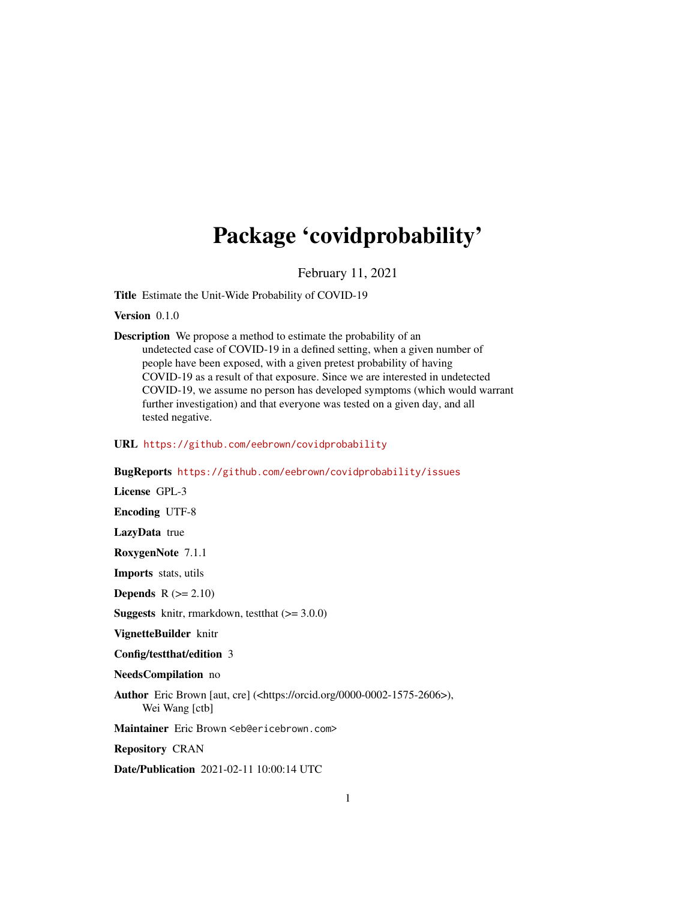# Package 'covidprobability'

February 11, 2021

**Title** Estimate the Unit-Wide Probability of COVID-19

**Version** 0.1.0

**Description** We propose a method to estimate the probability of an undetected case of COVID-19 in a defined setting, when a given number of people have been exposed, with a given pretest probability of having COVID-19 as a result of that exposure. Since we are interested in undetected COVID-19, we assume no person has developed symptoms (which would warrant further investigation) and that everyone was tested on a given day, and all tested negative.

**URL** https://github.com/eebrown/covidprobability

**BugReports** https://github.com/eebrown/covidprobability/issues

**License** GPL-3

**Encoding** UTF-8

**LazyData** true

**RoxygenNote** 7.1.1

**Imports** stats, utils

**Depends** R (>= 2.10)

**Suggests** knitr, rmarkdown, testthat (>= 3.0.0)

**VignetteBuilder** knitr

**Config/testthat/edition** 3

**NeedsCompilation** no

**Author** Eric Brown [aut, cre] (<https://orcid.org/0000-0002-1575-2606>), Wei Wang [ctb]

**Maintainer** Eric Brown <eb@ericebrown.com>

**Repository** CRAN

**Date/Publication** 2021-02-11 10:00:14 UTC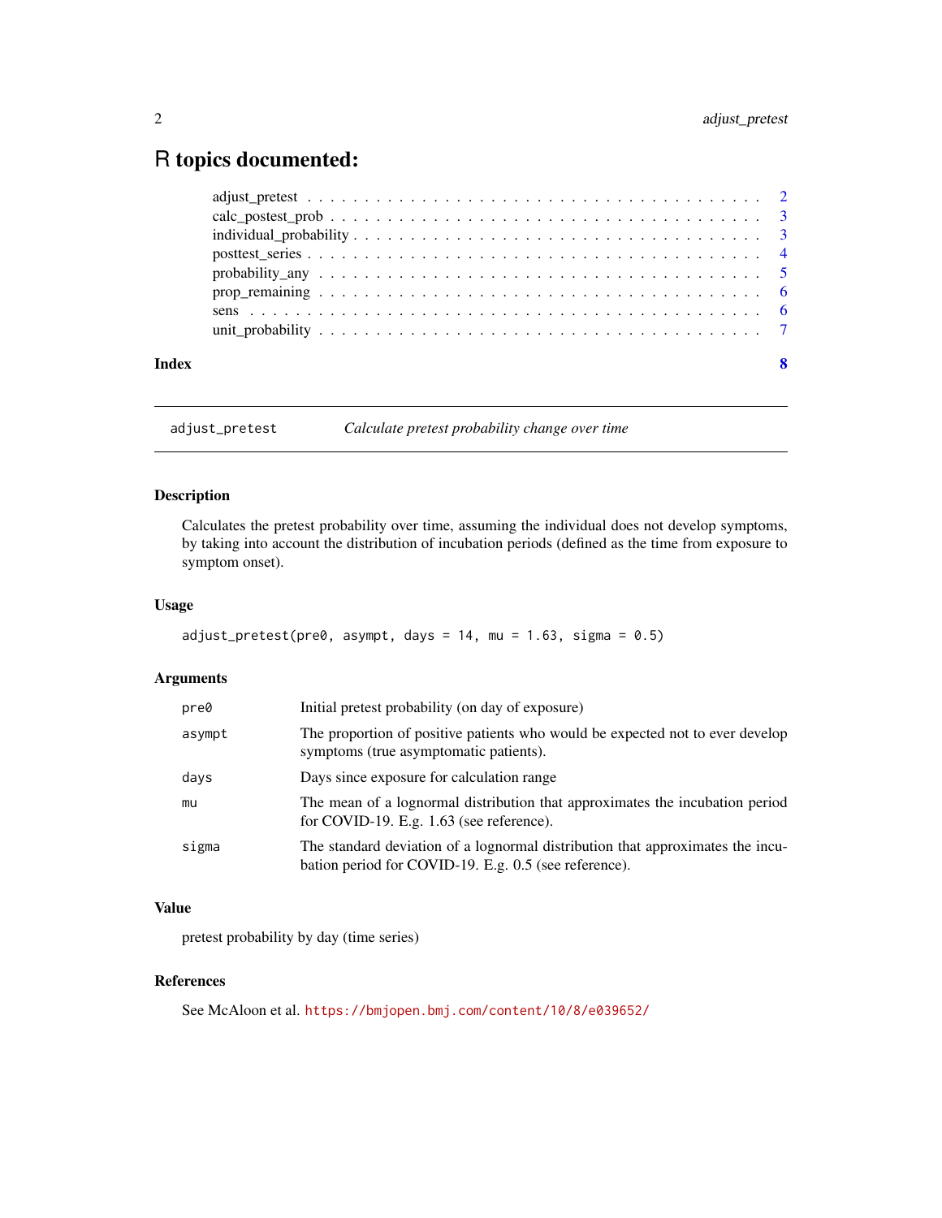# R topics documented:

- adjust_pretest . . . . . . . . . . . . . . . . . . . . . . . . . . . . . . . . . . . . . . . 2
- calc_postest_prob . . . . . . . . . . . . . . . . . . . . . . . . . . . . . . . . . . . . . 3
- individual_probability . . . . . . . . . . . . . . . . . . . . . . . . . . . . . . . . . . 3
- posttest_series . . . . . . . . . . . . . . . . . . . . . . . . . . . . . . . . . . . . . . . 4
- probability_any . . . . . . . . . . . . . . . . . . . . . . . . . . . . . . . . . . . . . . 5
- prop_remaining . . . . . . . . . . . . . . . . . . . . . . . . . . . . . . . . . . . . . . 6
- sens . . . . . . . . . . . . . . . . . . . . . . . . . . . . . . . . . . . . . . . . . . . . . 6
- unit_probability . . . . . . . . . . . . . . . . . . . . . . . . . . . . . . . . . . . . . . 7

**Index** **8**

---

`adjust_pretest` *Calculate pretest probability change over time*

---

### Description

Calculates the pretest probability over time, assuming the individual does not develop symptoms, by taking into account the distribution of incubation periods (defined as the time from exposure to symptom onset).

### Usage

```
adjust_pretest(pre0, asympt, days = 14, mu = 1.63, sigma = 0.5)
```

### Arguments

| | |
|---|---|
| `pre0` | Initial pretest probability (on day of exposure) |
| `asympt` | The proportion of positive patients who would be expected not to ever develop symptoms (true asymptomatic patients). |
| `days` | Days since exposure for calculation range |
| `mu` | The mean of a lognormal distribution that approximates the incubation period for COVID-19. E.g. 1.63 (see reference). |
| `sigma` | The standard deviation of a lognormal distribution that approximates the incubation period for COVID-19. E.g. 0.5 (see reference). |

### Value

pretest probability by day (time series)

### References

See McAloon et al. https://bmjopen.bmj.com/content/10/8/e039652/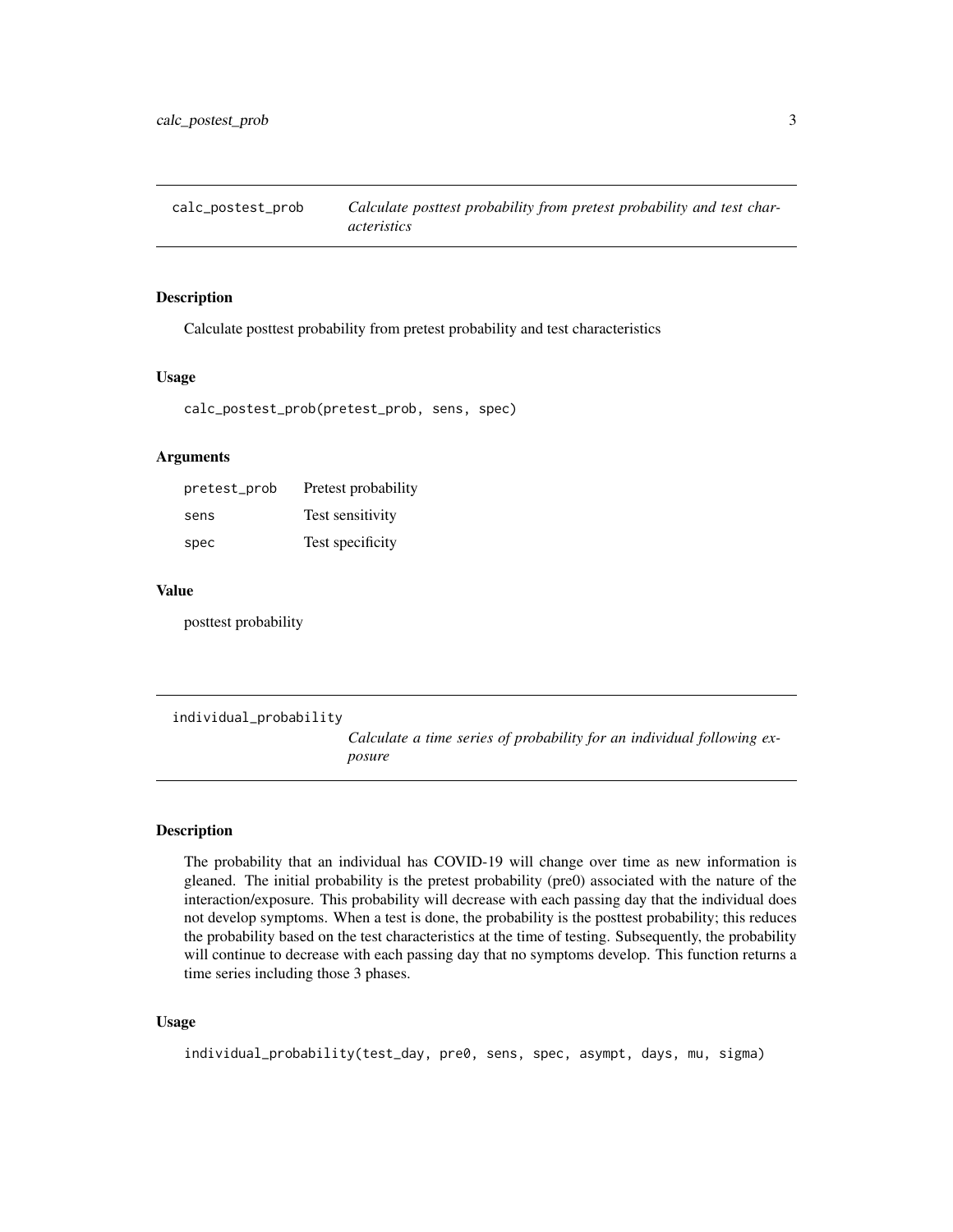## calc_postest_prob — *Calculate posttest probability from pretest probability and test characteristics*

### Description

Calculate posttest probability from pretest probability and test characteristics

### Usage

```
calc_postest_prob(pretest_prob, sens, spec)
```

### Arguments

| | |
|---|---|
| pretest_prob | Pretest probability |
| sens | Test sensitivity |
| spec | Test specificity |

### Value

posttest probability

## individual_probability — *Calculate a time series of probability for an individual following exposure*

### Description

The probability that an individual has COVID-19 will change over time as new information is gleaned. The initial probability is the pretest probability (pre0) associated with the nature of the interaction/exposure. This probability will decrease with each passing day that the individual does not develop symptoms. When a test is done, the probability is the posttest probability; this reduces the probability based on the test characteristics at the time of testing. Subsequently, the probability will continue to decrease with each passing day that no symptoms develop. This function returns a time series including those 3 phases.

### Usage

```
individual_probability(test_day, pre0, sens, spec, asympt, days, mu, sigma)
```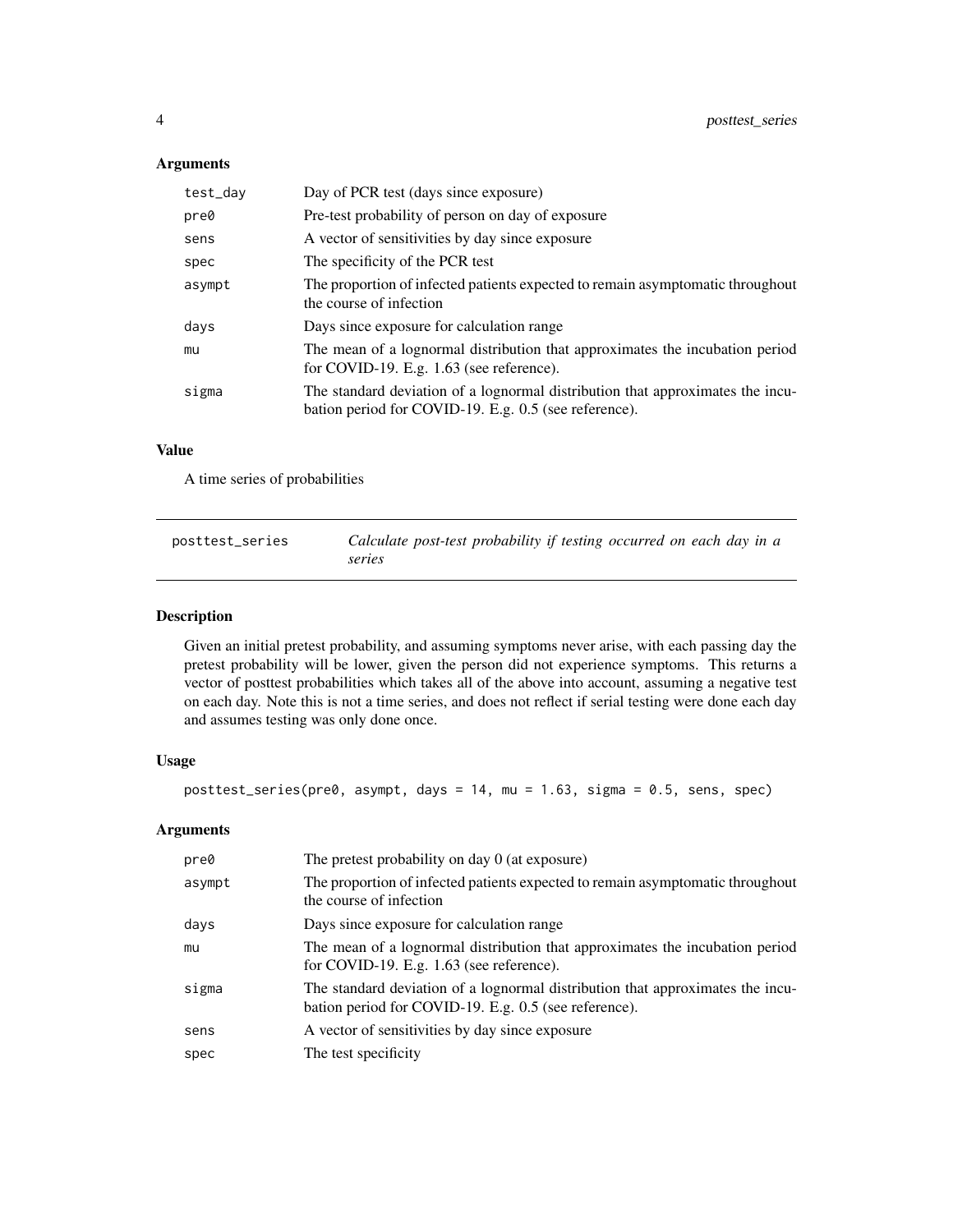### Arguments

| | |
|---|---|
| test_day | Day of PCR test (days since exposure) |
| pre0 | Pre-test probability of person on day of exposure |
| sens | A vector of sensitivities by day since exposure |
| spec | The specificity of the PCR test |
| asympt | The proportion of infected patients expected to remain asymptomatic throughout the course of infection |
| days | Days since exposure for calculation range |
| mu | The mean of a lognormal distribution that approximates the incubation period for COVID-19. E.g. 1.63 (see reference). |
| sigma | The standard deviation of a lognormal distribution that approximates the incubation period for COVID-19. E.g. 0.5 (see reference). |

### Value

A time series of probabilities

---

## posttest_series — *Calculate post-test probability if testing occurred on each day in a series*

### Description

Given an initial pretest probability, and assuming symptoms never arise, with each passing day the pretest probability will be lower, given the person did not experience symptoms. This returns a vector of posttest probabilities which takes all of the above into account, assuming a negative test on each day. Note this is not a time series, and does not reflect if serial testing were done each day and assumes testing was only done once.

### Usage

```
posttest_series(pre0, asympt, days = 14, mu = 1.63, sigma = 0.5, sens, spec)
```

### Arguments

| | |
|---|---|
| pre0 | The pretest probability on day 0 (at exposure) |
| asympt | The proportion of infected patients expected to remain asymptomatic throughout the course of infection |
| days | Days since exposure for calculation range |
| mu | The mean of a lognormal distribution that approximates the incubation period for COVID-19. E.g. 1.63 (see reference). |
| sigma | The standard deviation of a lognormal distribution that approximates the incubation period for COVID-19. E.g. 0.5 (see reference). |
| sens | A vector of sensitivities by day since exposure |
| spec | The test specificity |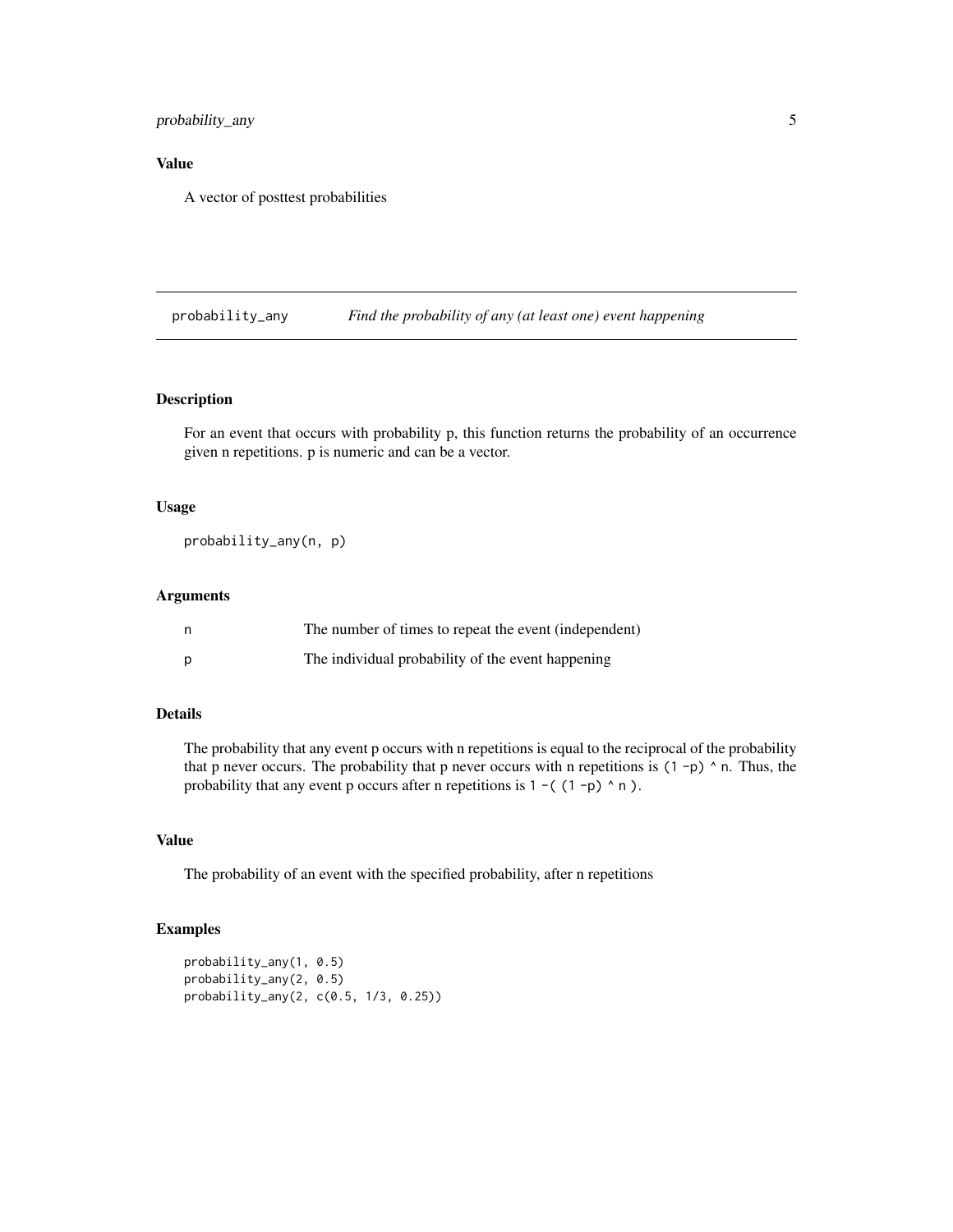## Value

A vector of posttest probabilities

---

## probability_any — *Find the probability of any (at least one) event happening*

---

### Description

For an event that occurs with probability p, this function returns the probability of an occurrence given n repetitions. p is numeric and can be a vector.

### Usage

```
probability_any(n, p)
```

### Arguments

| | |
|---|---|
| n | The number of times to repeat the event (independent) |
| p | The individual probability of the event happening |

### Details

The probability that any event p occurs with n repetitions is equal to the reciprocal of the probability that p never occurs. The probability that p never occurs with n repetitions is `(1 -p) ^ n`. Thus, the probability that any event p occurs after n repetitions is `1 -( (1 -p) ^ n )`.

### Value

The probability of an event with the specified probability, after n repetitions

### Examples

```
probability_any(1, 0.5)
probability_any(2, 0.5)
probability_any(2, c(0.5, 1/3, 0.25))
```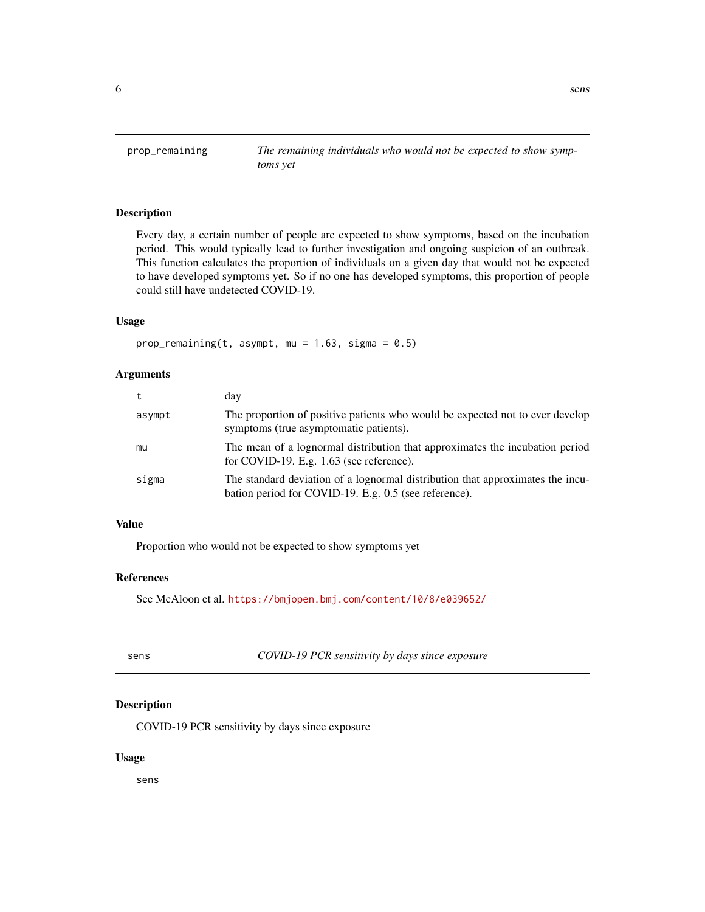## prop_remaining — *The remaining individuals who would not be expected to show symptoms yet*

### Description

Every day, a certain number of people are expected to show symptoms, based on the incubation period. This would typically lead to further investigation and ongoing suspicion of an outbreak. This function calculates the proportion of individuals on a given day that would not be expected to have developed symptoms yet. So if no one has developed symptoms, this proportion of people could still have undetected COVID-19.

### Usage

```
prop_remaining(t, asympt, mu = 1.63, sigma = 0.5)
```

### Arguments

| | |
|---|---|
| t | day |
| asympt | The proportion of positive patients who would be expected not to ever develop symptoms (true asymptomatic patients). |
| mu | The mean of a lognormal distribution that approximates the incubation period for COVID-19. E.g. 1.63 (see reference). |
| sigma | The standard deviation of a lognormal distribution that approximates the incubation period for COVID-19. E.g. 0.5 (see reference). |

### Value

Proportion who would not be expected to show symptoms yet

### References

See McAloon et al. https://bmjopen.bmj.com/content/10/8/e039652/

## sens — *COVID-19 PCR sensitivity by days since exposure*

### Description

COVID-19 PCR sensitivity by days since exposure

### Usage

```
sens
```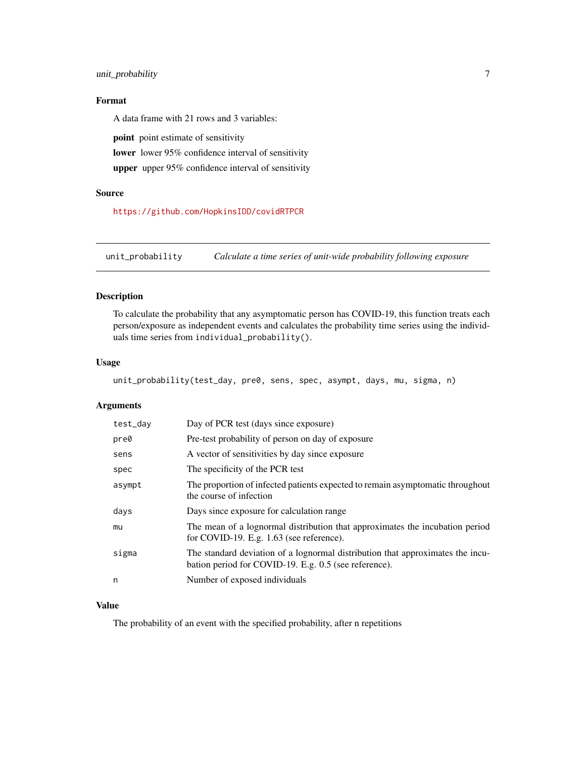### Format

A data frame with 21 rows and 3 variables:

**point** point estimate of sensitivity

**lower** lower 95% confidence interval of sensitivity

**upper** upper 95% confidence interval of sensitivity

### Source

https://github.com/HopkinsIDD/covidRTPCR

---

## unit_probability — *Calculate a time series of unit-wide probability following exposure*

### Description

To calculate the probability that any asymptomatic person has COVID-19, this function treats each person/exposure as independent events and calculates the probability time series using the individuals time series from `individual_probability()`.

### Usage

```
unit_probability(test_day, pre0, sens, spec, asympt, days, mu, sigma, n)
```

### Arguments

| Argument | Description |
|---|---|
| `test_day` | Day of PCR test (days since exposure) |
| `pre0` | Pre-test probability of person on day of exposure |
| `sens` | A vector of sensitivities by day since exposure |
| `spec` | The specificity of the PCR test |
| `asympt` | The proportion of infected patients expected to remain asymptomatic throughout the course of infection |
| `days` | Days since exposure for calculation range |
| `mu` | The mean of a lognormal distribution that approximates the incubation period for COVID-19. E.g. 1.63 (see reference). |
| `sigma` | The standard deviation of a lognormal distribution that approximates the incubation period for COVID-19. E.g. 0.5 (see reference). |
| `n` | Number of exposed individuals |

### Value

The probability of an event with the specified probability, after n repetitions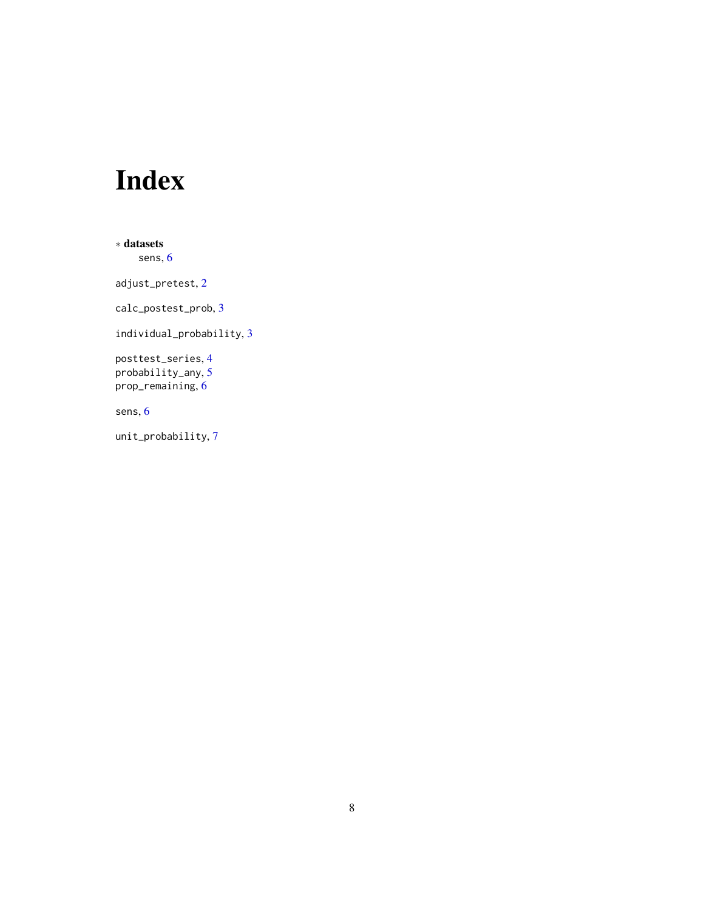# Index

∗ **datasets**
    sens, 6

adjust_pretest, 2

calc_postest_prob, 3

individual_probability, 3

posttest_series, 4
probability_any, 5
prop_remaining, 6

sens, 6

unit_probability, 7